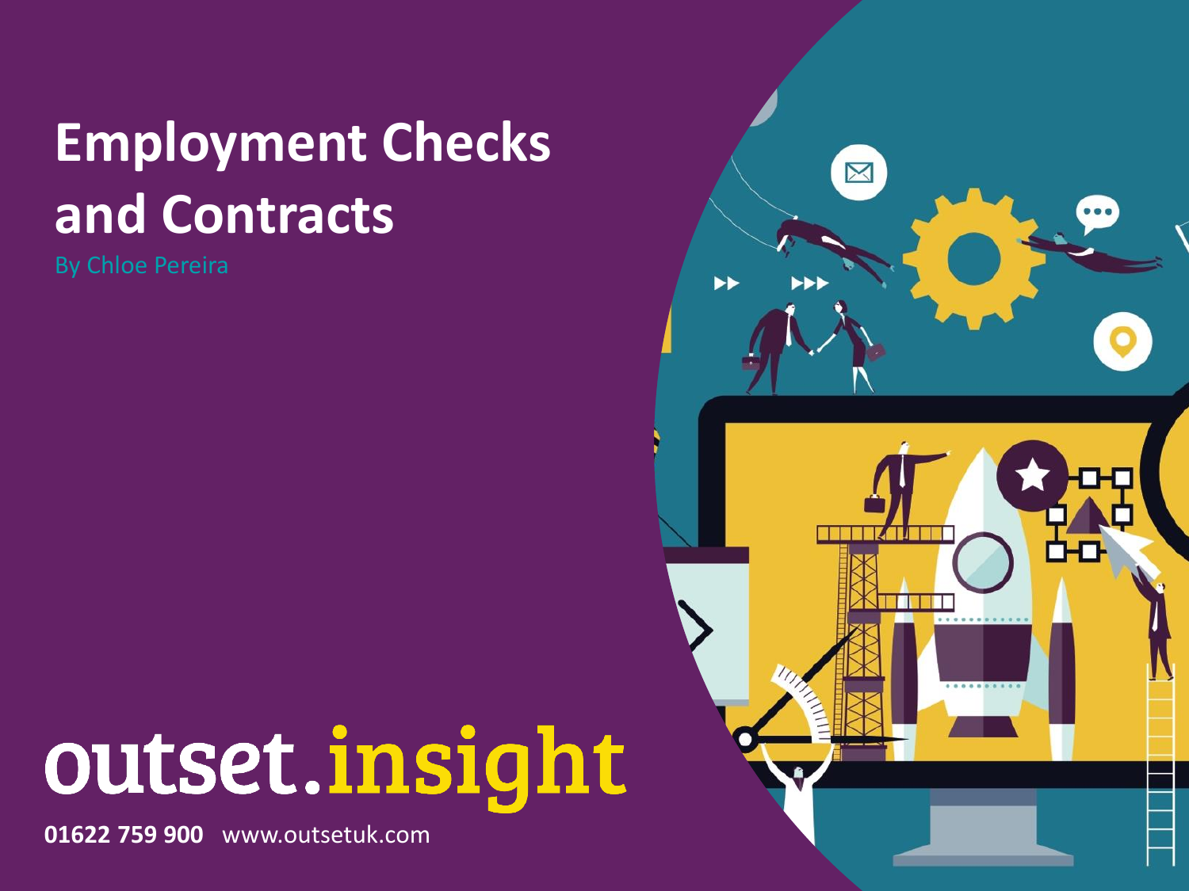# Employment Checks and Contracts

By Chloe Pereira

outset.insight

**01622 759 900** www.outsetuk.com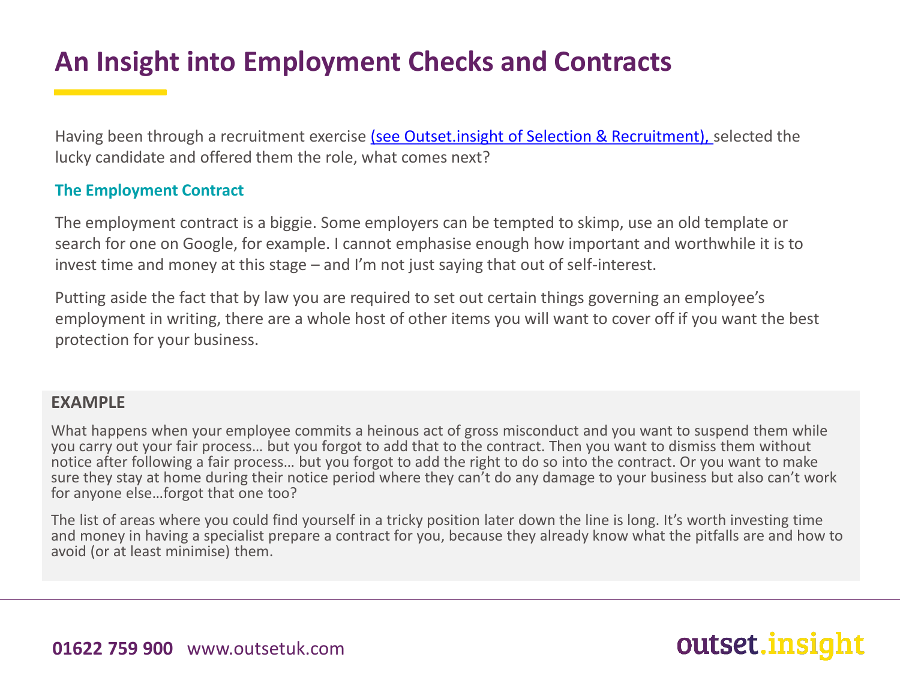# An Insight into Employment Checks and Contracts

Having been through a recruitment exercise (see Outset.insight of Selection & Recruitment), selected the lucky candidate and offered them the role, what comes next?

### The Employment Contract

The employment contract is a biggie. Some employers can be tempted to skimp, use an old template or search for one on Google, for example. I cannot emphasise enough how important and worthwhile it is to invest time and money at this stage – and I'm not just saying that out of self-interest.

Putting aside the fact that by law you are required to set out certain things governing an employee's employment in writing, there are a whole host of other items you will want to cover off if you want the best protection for your business.

**EXAMPLE**

What happens when your employee commits a heinous act of gross misconduct and you want to suspend them while you carry out your fair process… but you forgot to add that to the contract. Then you want to dismiss them without notice after following a fair process… but you forgot to add the right to do so into the contract. Or you want to make sure they stay at home during their notice period where they can't do any damage to your business but also can't work for anyone else…forgot that one too?

The list of areas where you could find yourself in a tricky position later down the line is long. It's worth investing time and money in having a specialist prepare a contract for you, because they already know what the pitfalls are and how to avoid (or at least minimise) them.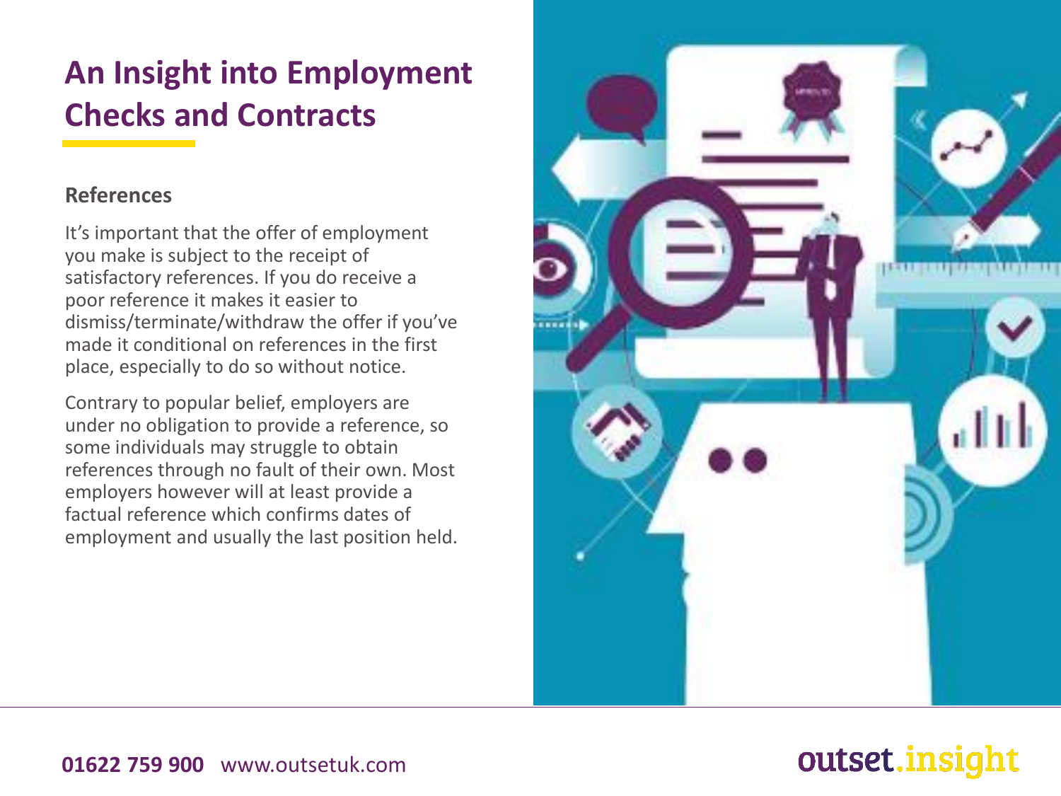# An Insight into Employment Checks and Contracts

## References

It's important that the offer of employment you make is subject to the receipt of satisfactory references. If you do receive a poor reference it makes it easier to dismiss/terminate/withdraw the offer if you've made it conditional on references in the first place, especially to do so without notice.

Contrary to popular belief, employers are under no obligation to provide a reference, so some individuals may struggle to obtain references through no fault of their own. Most employers however will at least provide a factual reference which confirms dates of employment and usually the last position held.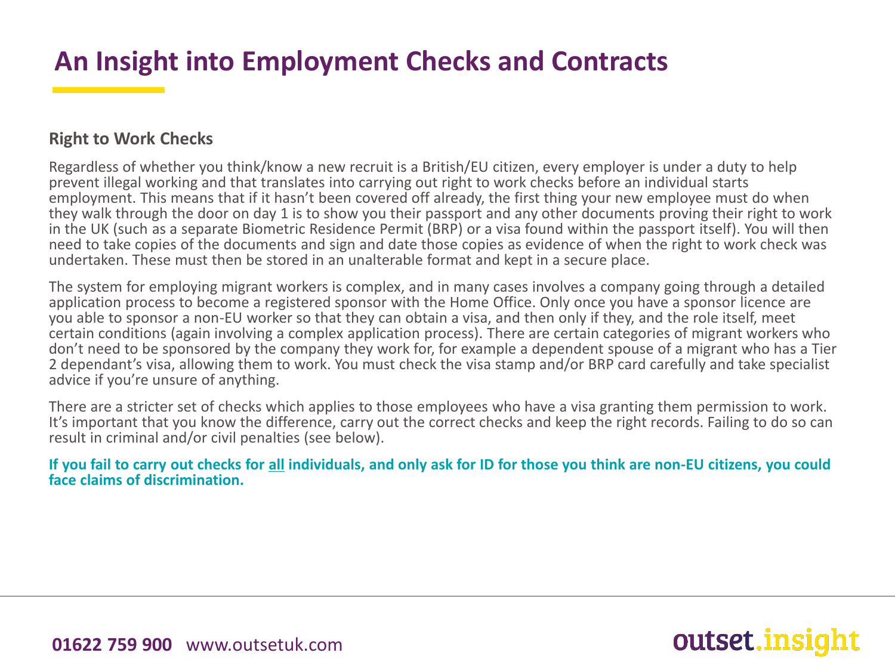# An Insight into Employment Checks and Contracts

## Right to Work Checks

Regardless of whether you think/know a new recruit is a British/EU citizen, every employer is under a duty to help prevent illegal working and that translates into carrying out right to work checks before an individual starts employment. This means that if it hasn't been covered off already, the first thing your new employee must do when they walk through the door on day 1 is to show you their passport and any other documents proving their right to work in the UK (such as a separate Biometric Residence Permit (BRP) or a visa found within the passport itself). You will then need to take copies of the documents and sign and date those copies as evidence of when the right to work check was undertaken. These must then be stored in an unalterable format and kept in a secure place.

The system for employing migrant workers is complex, and in many cases involves a company going through a detailed application process to become a registered sponsor with the Home Office. Only once you have a sponsor licence are you able to sponsor a non-EU worker so that they can obtain a visa, and then only if they, and the role itself, meet certain conditions (again involving a complex application process). There are certain categories of migrant workers who don't need to be sponsored by the company they work for, for example a dependent spouse of a migrant who has a Tier 2 dependant's visa, allowing them to work. You must check the visa stamp and/or BRP card carefully and take specialist advice if you're unsure of anything.

There are a stricter set of checks which applies to those employees who have a visa granting them permission to work. It's important that you know the difference, carry out the correct checks and keep the right records. Failing to do so can result in criminal and/or civil penalties (see below).

**If you fail to carry out checks for <u>all</u> individuals, and only ask for ID for those you think are non-EU citizens, you could face claims of discrimination.**

**01622 759 900** www.outsetuk.com

outset.insight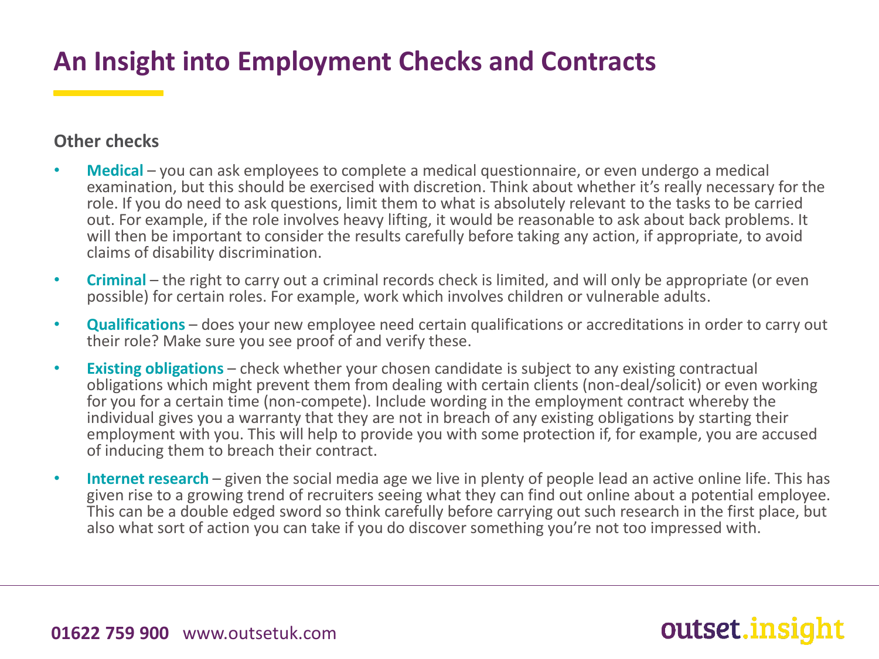# An Insight into Employment Checks and Contracts

## Other checks

- **Medical** – you can ask employees to complete a medical questionnaire, or even undergo a medical examination, but this should be exercised with discretion. Think about whether it's really necessary for the role. If you do need to ask questions, limit them to what is absolutely relevant to the tasks to be carried out. For example, if the role involves heavy lifting, it would be reasonable to ask about back problems. It will then be important to consider the results carefully before taking any action, if appropriate, to avoid claims of disability discrimination.
- **Criminal** – the right to carry out a criminal records check is limited, and will only be appropriate (or even possible) for certain roles. For example, work which involves children or vulnerable adults.
- **Qualifications** – does your new employee need certain qualifications or accreditations in order to carry out their role? Make sure you see proof of and verify these.
- **Existing obligations** – check whether your chosen candidate is subject to any existing contractual obligations which might prevent them from dealing with certain clients (non-deal/solicit) or even working for you for a certain time (non-compete). Include wording in the employment contract whereby the individual gives you a warranty that they are not in breach of any existing obligations by starting their employment with you. This will help to provide you with some protection if, for example, you are accused of inducing them to breach their contract.
- **Internet research** – given the social media age we live in plenty of people lead an active online life. This has given rise to a growing trend of recruiters seeing what they can find out online about a potential employee. This can be a double edged sword so think carefully before carrying out such research in the first place, but also what sort of action you can take if you do discover something you're not too impressed with.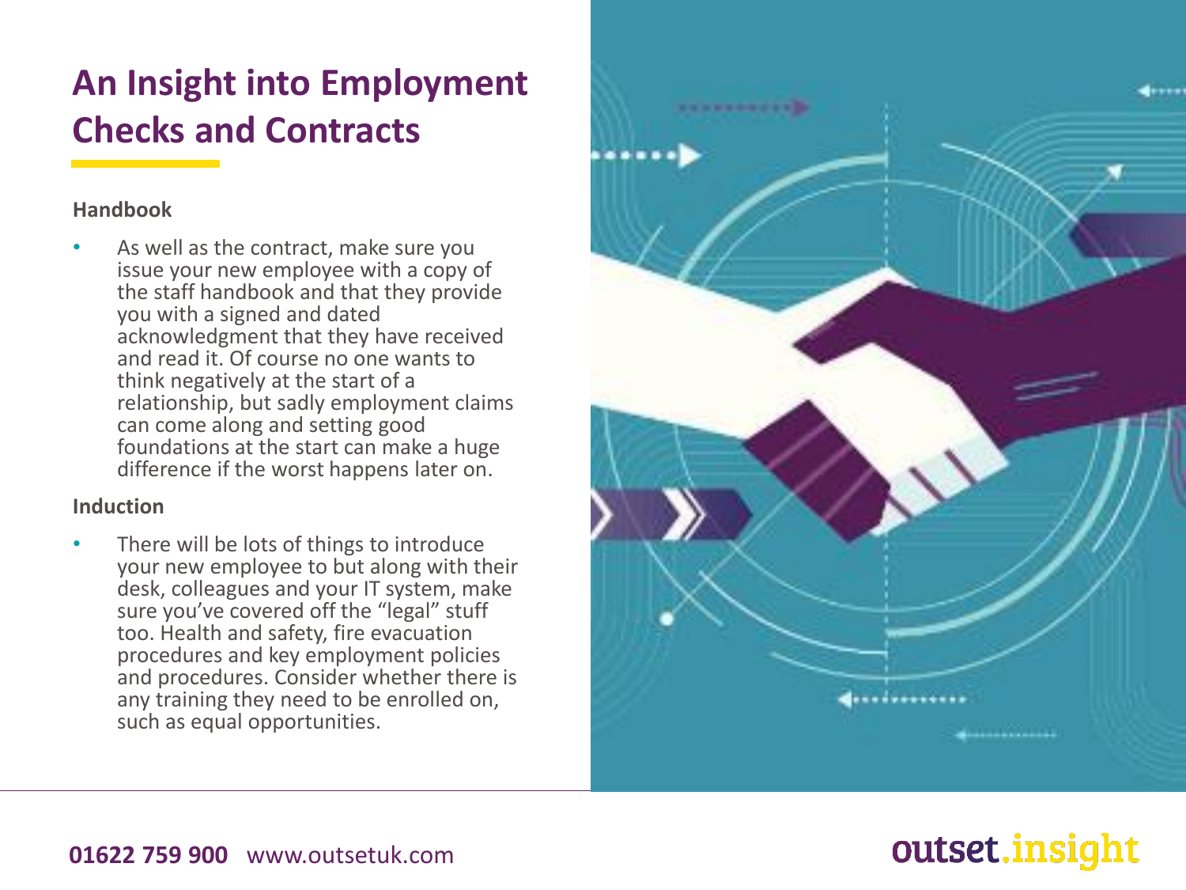# An Insight into Employment Checks and Contracts

### Handbook

- As well as the contract, make sure you issue your new employee with a copy of the staff handbook and that they provide you with a signed and dated acknowledgment that they have received and read it. Of course no one wants to think negatively at the start of a relationship, but sadly employment claims can come along and setting good foundations at the start can make a huge difference if the worst happens later on.

### Induction

- There will be lots of things to introduce your new employee to but along with their desk, colleagues and your IT system, make sure you've covered off the "legal" stuff too. Health and safety, fire evacuation procedures and key employment policies and procedures. Consider whether there is any training they need to be enrolled on, such as equal opportunities.

**01622 759 900** www.outsetuk.com

outset.insight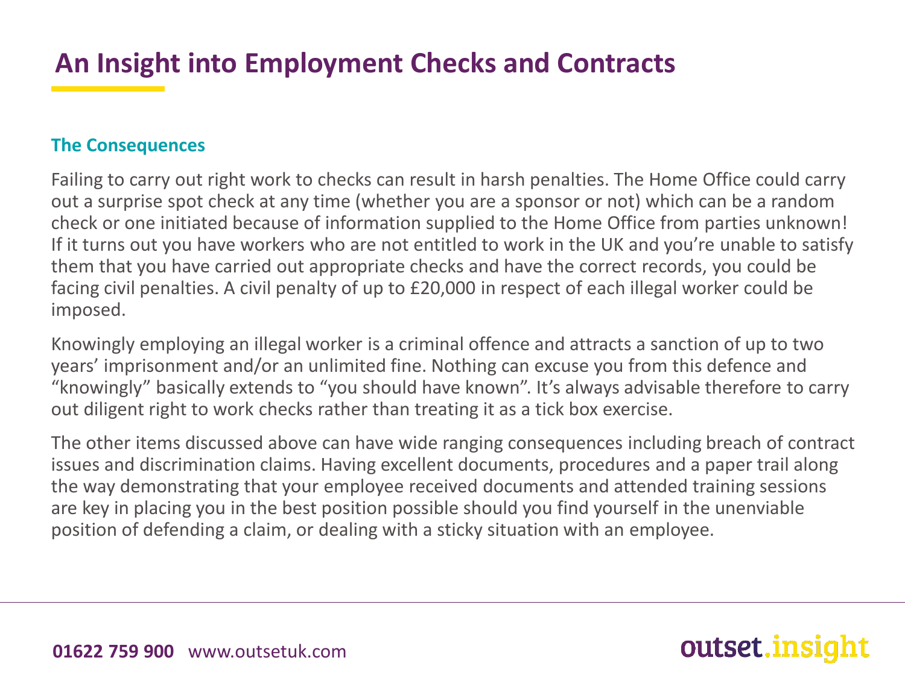# An Insight into Employment Checks and Contracts

### The Consequences

Failing to carry out right work to checks can result in harsh penalties. The Home Office could carry out a surprise spot check at any time (whether you are a sponsor or not) which can be a random check or one initiated because of information supplied to the Home Office from parties unknown! If it turns out you have workers who are not entitled to work in the UK and you're unable to satisfy them that you have carried out appropriate checks and have the correct records, you could be facing civil penalties. A civil penalty of up to £20,000 in respect of each illegal worker could be imposed.

Knowingly employing an illegal worker is a criminal offence and attracts a sanction of up to two years' imprisonment and/or an unlimited fine. Nothing can excuse you from this defence and "knowingly" basically extends to "you should have known". It's always advisable therefore to carry out diligent right to work checks rather than treating it as a tick box exercise.

The other items discussed above can have wide ranging consequences including breach of contract issues and discrimination claims. Having excellent documents, procedures and a paper trail along the way demonstrating that your employee received documents and attended training sessions are key in placing you in the best position possible should you find yourself in the unenviable position of defending a claim, or dealing with a sticky situation with an employee.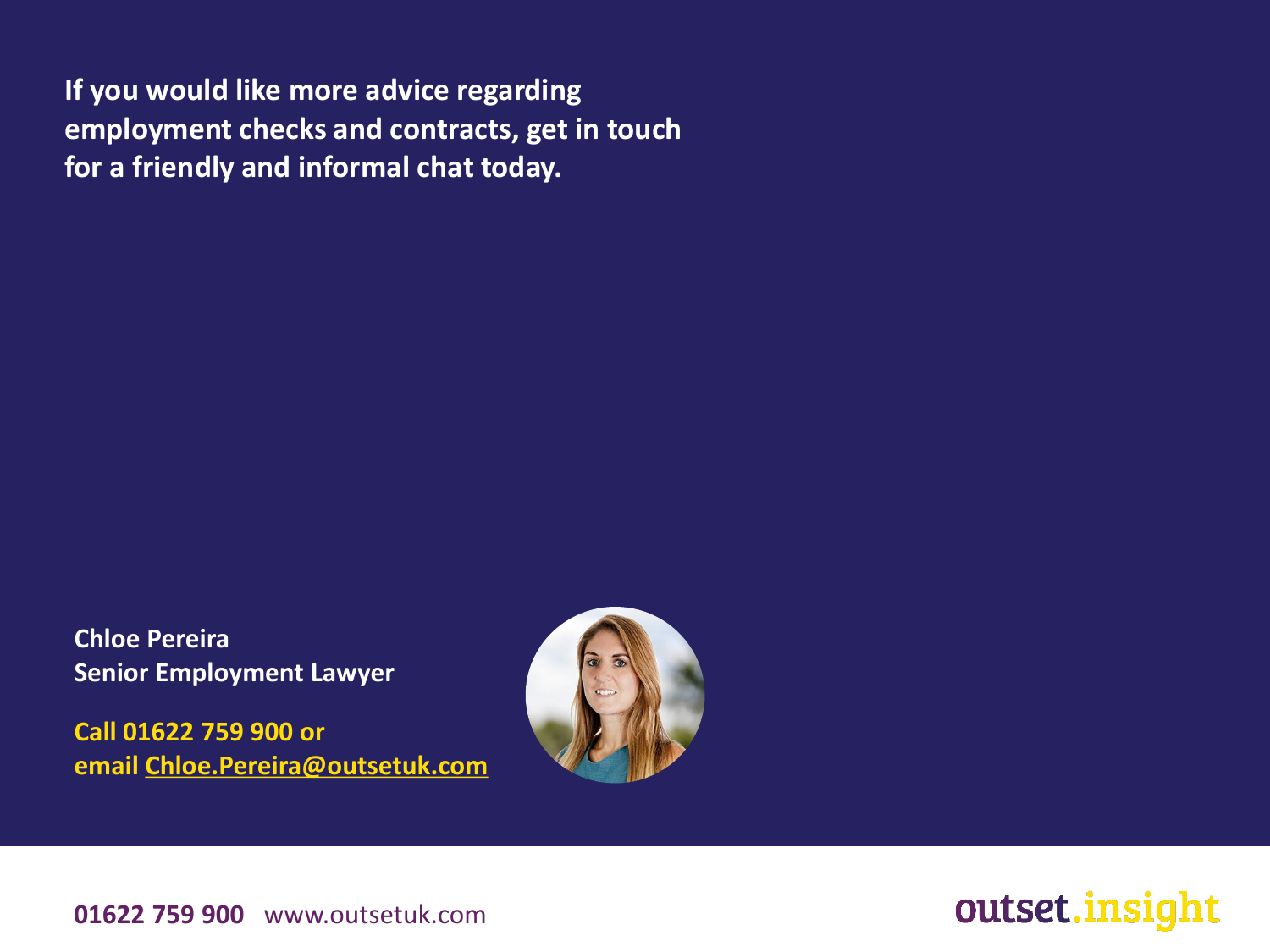**If you would like more advice regarding employment checks and contracts, get in touch for a friendly and informal chat today.**

**Chloe Pereira**
**Senior Employment Lawyer**

**Call 01622 759 900 or email Chloe.Pereira@outsetuk.com**

**01622 759 900** www.outsetuk.com

outset.insight